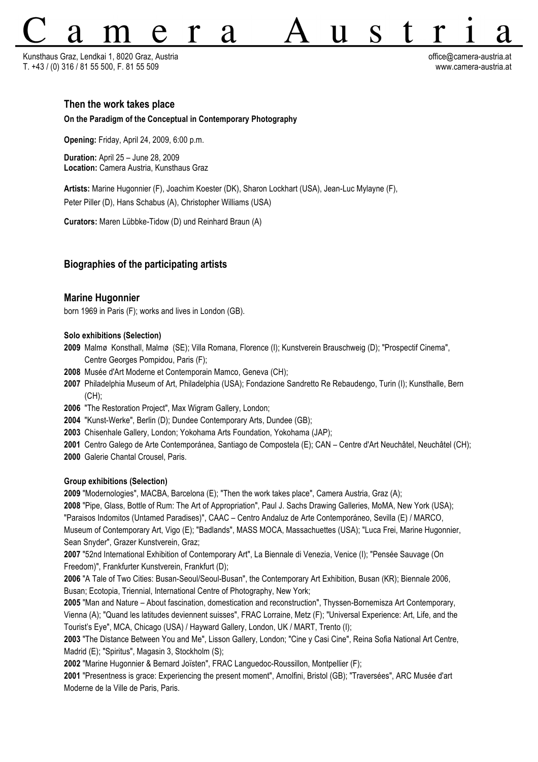# Camera Austria

Kunsthaus Graz, Lendkai 1, 8020 Graz, Austria
T. +43 / (0) 316 / 81 55 500, F. 81 55 509

office@camera-austria.at
www.camera-austria.at

## Then the work takes place

**On the Paradigm of the Conceptual in Contemporary Photography**

**Opening:** Friday, April 24, 2009, 6:00 p.m.

**Duration:** April 25 – June 28, 2009
**Location:** Camera Austria, Kunsthaus Graz

**Artists:** Marine Hugonnier (F), Joachim Koester (DK), Sharon Lockhart (USA), Jean-Luc Mylayne (F), Peter Piller (D), Hans Schabus (A), Christopher Williams (USA)

**Curators:** Maren Lübbke-Tidow (D) und Reinhard Braun (A)

## Biographies of the participating artists

### Marine Hugonnier

born 1969 in Paris (F); works and lives in London (GB).

**Solo exhibitions (Selection)**

**2009** Malmø Konsthall, Malmø (SE); Villa Romana, Florence (I); Kunstverein Brauschweig (D); "Prospectif Cinema", Centre Georges Pompidou, Paris (F);
**2008** Musée d'Art Moderne et Contemporain Mamco, Geneva (CH);
**2007** Philadelphia Museum of Art, Philadelphia (USA); Fondazione Sandretto Re Rebaudengo, Turin (I); Kunsthalle, Bern (CH);
**2006** "The Restoration Project", Max Wigram Gallery, London;
**2004** "Kunst-Werke", Berlin (D); Dundee Contemporary Arts, Dundee (GB);
**2003** Chisenhale Gallery, London; Yokohama Arts Foundation, Yokohama (JAP);
**2001** Centro Galego de Arte Contemporánea, Santiago de Compostela (E); CAN – Centre d'Art Neuchâtel, Neuchâtel (CH);
**2000** Galerie Chantal Crousel, Paris.

**Group exhibitions (Selection)**

**2009** "Modernologies", MACBA, Barcelona (E); "Then the work takes place", Camera Austria, Graz (A);
**2008** "Pipe, Glass, Bottle of Rum: The Art of Appropriation", Paul J. Sachs Drawing Galleries, MoMA, New York (USA); "Paraisos Indomitos (Untamed Paradises)", CAAC – Centro Andaluz de Arte Contemporáneo, Sevilla (E) / MARCO, Museum of Contemporary Art, Vigo (E); "Badlands", MASS MOCA, Massachuettes (USA); "Luca Frei, Marine Hugonnier, Sean Snyder", Grazer Kunstverein, Graz;
**2007** "52nd International Exhibition of Contemporary Art", La Biennale di Venezia, Venice (I); "Pensée Sauvage (On Freedom)", Frankfurter Kunstverein, Frankfurt (D);
**2006** "A Tale of Two Cities: Busan-Seoul/Seoul-Busan", the Contemporary Art Exhibition, Busan (KR); Biennale 2006, Busan; Ecotopia, Triennial, International Centre of Photography, New York;
**2005** "Man and Nature – About fascination, domestication and reconstruction", Thyssen-Bornemisza Art Contemporary, Vienna (A); "Quand les latitudes deviennent suisses", FRAC Lorraine, Metz (F); "Universal Experience: Art, Life, and the Tourist's Eye", MCA, Chicago (USA) / Hayward Gallery, London, UK / MART, Trento (I);
**2003** "The Distance Between You and Me", Lisson Gallery, London; "Cine y Casi Cine", Reina Sofia National Art Centre, Madrid (E); "Spiritus", Magasin 3, Stockholm (S);
**2002** "Marine Hugonnier & Bernard Joïsten", FRAC Languedoc-Roussillon, Montpellier (F);
**2001** "Presentness is grace: Experiencing the present moment", Arnolfini, Bristol (GB); "Traversées", ARC Musée d'art Moderne de la Ville de Paris, Paris.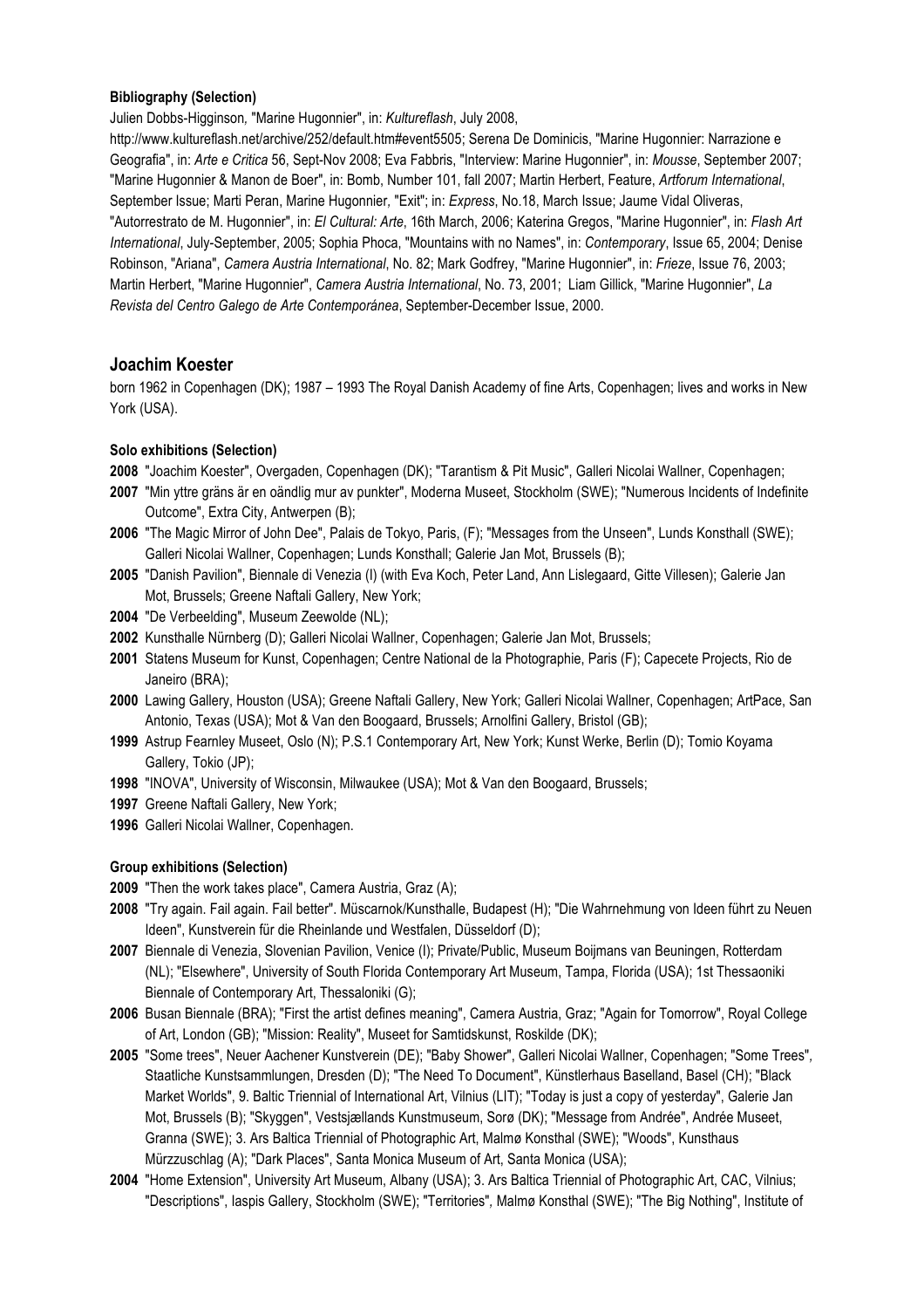**Bibliography (Selection)**

Julien Dobbs-Higginson, "Marine Hugonnier", in: *Kultureflash*, July 2008, http://www.kultureflash.net/archive/252/default.htm#event5505; Serena De Dominicis, "Marine Hugonnier: Narrazione e Geografia", in: *Arte e Critica* 56, Sept-Nov 2008; Eva Fabbris, "Interview: Marine Hugonnier", in: *Mousse*, September 2007; "Marine Hugonnier & Manon de Boer", in: Bomb, Number 101, fall 2007; Martin Herbert, Feature, *Artforum International*, September Issue; Marti Peran, Marine Hugonnier, "Exit"; in: *Express*, No.18, March Issue; Jaume Vidal Oliveras, "Autorrestrato de M. Hugonnier", in: *El Cultural: Arte*, 16th March, 2006; Katerina Gregos, "Marine Hugonnier", in: *Flash Art International*, July-September, 2005; Sophia Phoca, "Mountains with no Names", in: *Contemporary*, Issue 65, 2004; Denise Robinson, "Ariana", *Camera Austria International*, No. 82; Mark Godfrey, "Marine Hugonnier", in: *Frieze*, Issue 76, 2003; Martin Herbert, "Marine Hugonnier", *Camera Austria International*, No. 73, 2001; Liam Gillick, "Marine Hugonnier", *La Revista del Centro Galego de Arte Contemporánea*, September-December Issue, 2000.

## Joachim Koester

born 1962 in Copenhagen (DK); 1987 – 1993 The Royal Danish Academy of fine Arts, Copenhagen; lives and works in New York (USA).

**Solo exhibitions (Selection)**

**2008** "Joachim Koester", Overgaden, Copenhagen (DK); "Tarantism & Pit Music", Galleri Nicolai Wallner, Copenhagen;
**2007** "Min yttre gräns är en oändlig mur av punkter", Moderna Museet, Stockholm (SWE); "Numerous Incidents of Indefinite Outcome", Extra City, Antwerpen (B);
**2006** "The Magic Mirror of John Dee", Palais de Tokyo, Paris, (F); "Messages from the Unseen", Lunds Konsthall (SWE); Galleri Nicolai Wallner, Copenhagen; Lunds Konsthall; Galerie Jan Mot, Brussels (B);
**2005** "Danish Pavilion", Biennale di Venezia (I) (with Eva Koch, Peter Land, Ann Lislegaard, Gitte Villesen); Galerie Jan Mot, Brussels; Greene Naftali Gallery, New York;
**2004** "De Verbeelding", Museum Zeewolde (NL);
**2002** Kunsthalle Nürnberg (D); Galleri Nicolai Wallner, Copenhagen; Galerie Jan Mot, Brussels;
**2001** Statens Museum for Kunst, Copenhagen; Centre National de la Photographie, Paris (F); Capecete Projects, Rio de Janeiro (BRA);
**2000** Lawing Gallery, Houston (USA); Greene Naftali Gallery, New York; Galleri Nicolai Wallner, Copenhagen; ArtPace, San Antonio, Texas (USA); Mot & Van den Boogaard, Brussels; Arnolfini Gallery, Bristol (GB);
**1999** Astrup Fearnley Museet, Oslo (N); P.S.1 Contemporary Art, New York; Kunst Werke, Berlin (D); Tomio Koyama Gallery, Tokio (JP);
**1998** "INOVA", University of Wisconsin, Milwaukee (USA); Mot & Van den Boogaard, Brussels;
**1997** Greene Naftali Gallery, New York;
**1996** Galleri Nicolai Wallner, Copenhagen.

**Group exhibitions (Selection)**

**2009** "Then the work takes place", Camera Austria, Graz (A);
**2008** "Try again. Fail again. Fail better". Müscarnok/Kunsthalle, Budapest (H); "Die Wahrnehmung von Ideen führt zu Neuen Ideen", Kunstverein für die Rheinlande und Westfalen, Düsseldorf (D);
**2007** Biennale di Venezia, Slovenian Pavilion, Venice (I); Private/Public, Museum Boijmans van Beuningen, Rotterdam (NL); "Elsewhere", University of South Florida Contemporary Art Museum, Tampa, Florida (USA); 1st Thessaoniki Biennale of Contemporary Art, Thessaloniki (G);
**2006** Busan Biennale (BRA); "First the artist defines meaning", Camera Austria, Graz; "Again for Tomorrow", Royal College of Art, London (GB); "Mission: Reality", Museet for Samtidskunst, Roskilde (DK);
**2005** "Some trees", Neuer Aachener Kunstverein (DE); "Baby Shower", Galleri Nicolai Wallner, Copenhagen; "Some Trees", Staatliche Kunstsammlungen, Dresden (D); "The Need To Document", Künstlerhaus Baselland, Basel (CH); "Black Market Worlds", 9. Baltic Triennial of International Art, Vilnius (LIT); "Today is just a copy of yesterday", Galerie Jan Mot, Brussels (B); "Skyggen", Vestsjællands Kunstmuseum, Sorø (DK); "Message from Andrée", Andrée Museet, Granna (SWE); 3. Ars Baltica Triennial of Photographic Art, Malmø Konsthal (SWE); "Woods", Kunsthaus Mürzzuschlag (A); "Dark Places", Santa Monica Museum of Art, Santa Monica (USA);
**2004** "Home Extension", University Art Museum, Albany (USA); 3. Ars Baltica Triennial of Photographic Art, CAC, Vilnius; "Descriptions", Iaspis Gallery, Stockholm (SWE); "Territories", Malmø Konsthal (SWE); "The Big Nothing", Institute of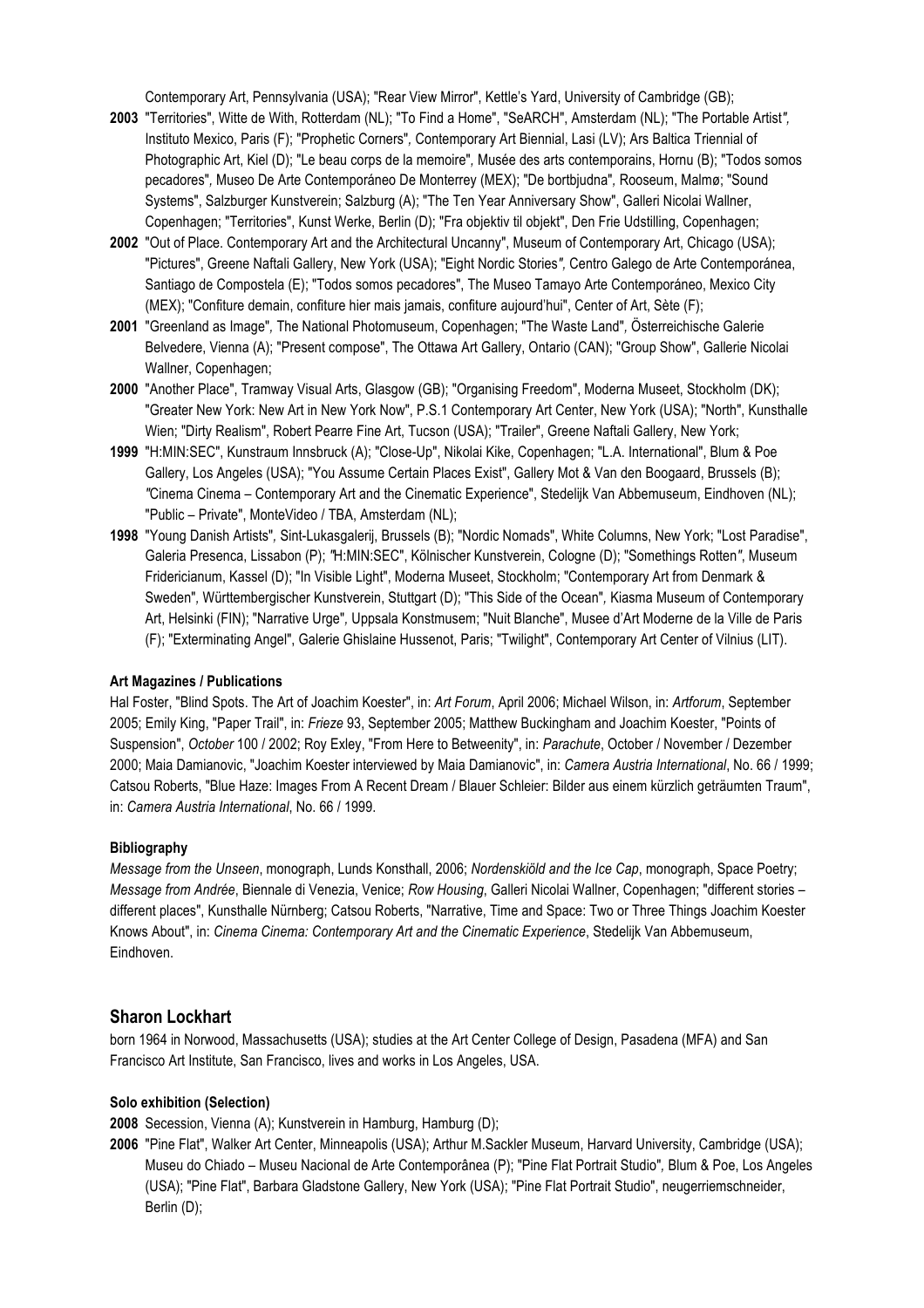Contemporary Art, Pennsylvania (USA); "Rear View Mirror", Kettle's Yard, University of Cambridge (GB);

**2003** "Territories", Witte de With, Rotterdam (NL); "To Find a Home", "SeARCH", Amsterdam (NL); "The Portable Artist", Instituto Mexico, Paris (F); "Prophetic Corners", Contemporary Art Biennial, Lasi (LV); Ars Baltica Triennial of Photographic Art, Kiel (D); "Le beau corps de la memoire", Musée des arts contemporains, Hornu (B); "Todos somos pecadores", Museo De Arte Contemporáneo De Monterrey (MEX); "De bortbjudna", Rooseum, Malmø; "Sound Systems", Salzburger Kunstverein; Salzburg (A); "The Ten Year Anniversary Show", Galleri Nicolai Wallner, Copenhagen; "Territories", Kunst Werke, Berlin (D); "Fra objektiv til objekt", Den Frie Udstilling, Copenhagen;

**2002** "Out of Place. Contemporary Art and the Architectural Uncanny", Museum of Contemporary Art, Chicago (USA); "Pictures", Greene Naftali Gallery, New York (USA); "Eight Nordic Stories", Centro Galego de Arte Contemporánea, Santiago de Compostela (E); "Todos somos pecadores", The Museo Tamayo Arte Contemporáneo, Mexico City (MEX); "Confiture demain, confiture hier mais jamais, confiture aujourd'hui", Center of Art, Sète (F);

**2001** "Greenland as Image", The National Photomuseum, Copenhagen; "The Waste Land", Österreichische Galerie Belvedere, Vienna (A); "Present compose", The Ottawa Art Gallery, Ontario (CAN); "Group Show", Gallerie Nicolai Wallner, Copenhagen;

**2000** "Another Place", Tramway Visual Arts, Glasgow (GB); "Organising Freedom", Moderna Museet, Stockholm (DK); "Greater New York: New Art in New York Now", P.S.1 Contemporary Art Center, New York (USA); "North", Kunsthalle Wien; "Dirty Realism", Robert Pearre Fine Art, Tucson (USA); "Trailer", Greene Naftali Gallery, New York;

**1999** "H:MIN:SEC", Kunstraum Innsbruck (A); "Close-Up", Nikolai Kike, Copenhagen; "L.A. International", Blum & Poe Gallery, Los Angeles (USA); "You Assume Certain Places Exist", Gallery Mot & Van den Boogaard, Brussels (B); "Cinema Cinema – Contemporary Art and the Cinematic Experience", Stedelijk Van Abbemuseum, Eindhoven (NL); "Public – Private", MonteVideo / TBA, Amsterdam (NL);

**1998** "Young Danish Artists", Sint-Lukasgalerij, Brussels (B); "Nordic Nomads", White Columns, New York; "Lost Paradise", Galeria Presenca, Lissabon (P); "H:MIN:SEC", Kölnischer Kunstverein, Cologne (D); "Somethings Rotten", Museum Fridericianum, Kassel (D); "In Visible Light", Moderna Museet, Stockholm; "Contemporary Art from Denmark & Sweden", Württembergischer Kunstverein, Stuttgart (D); "This Side of the Ocean", Kiasma Museum of Contemporary Art, Helsinki (FIN); "Narrative Urge", Uppsala Konstmusem; "Nuit Blanche", Musee d'Art Moderne de la Ville de Paris (F); "Exterminating Angel", Galerie Ghislaine Hussenot, Paris; "Twilight", Contemporary Art Center of Vilnius (LIT).

**Art Magazines / Publications**

Hal Foster, "Blind Spots. The Art of Joachim Koester", in: *Art Forum*, April 2006; Michael Wilson, in: *Artforum*, September 2005; Emily King, "Paper Trail", in: *Frieze* 93, September 2005; Matthew Buckingham and Joachim Koester, "Points of Suspension", *October* 100 / 2002; Roy Exley, "From Here to Betweenity", in: *Parachute*, October / November / Dezember 2000; Maia Damianovic, "Joachim Koester interviewed by Maia Damianovic", in: *Camera Austria International*, No. 66 / 1999; Catsou Roberts, "Blue Haze: Images From A Recent Dream / Blauer Schleier: Bilder aus einem kürzlich geträumten Traum", in: *Camera Austria International*, No. 66 / 1999.

**Bibliography**

*Message from the Unseen*, monograph, Lunds Konsthall, 2006; *Nordenskiöld and the Ice Cap*, monograph, Space Poetry; *Message from Andrée*, Biennale di Venezia, Venice; *Row Housing*, Galleri Nicolai Wallner, Copenhagen; "different stories – different places", Kunsthalle Nürnberg; Catsou Roberts, "Narrative, Time and Space: Two or Three Things Joachim Koester Knows About", in: *Cinema Cinema: Contemporary Art and the Cinematic Experience*, Stedelijk Van Abbemuseum, Eindhoven.

## Sharon Lockhart

born 1964 in Norwood, Massachusetts (USA); studies at the Art Center College of Design, Pasadena (MFA) and San Francisco Art Institute, San Francisco, lives and works in Los Angeles, USA.

**Solo exhibition (Selection)**

**2008** Secession, Vienna (A); Kunstverein in Hamburg, Hamburg (D);

**2006** "Pine Flat", Walker Art Center, Minneapolis (USA); Arthur M.Sackler Museum, Harvard University, Cambridge (USA); Museu do Chiado – Museu Nacional de Arte Contemporânea (P); "Pine Flat Portrait Studio", Blum & Poe, Los Angeles (USA); "Pine Flat", Barbara Gladstone Gallery, New York (USA); "Pine Flat Portrait Studio", neugerriemschneider, Berlin (D);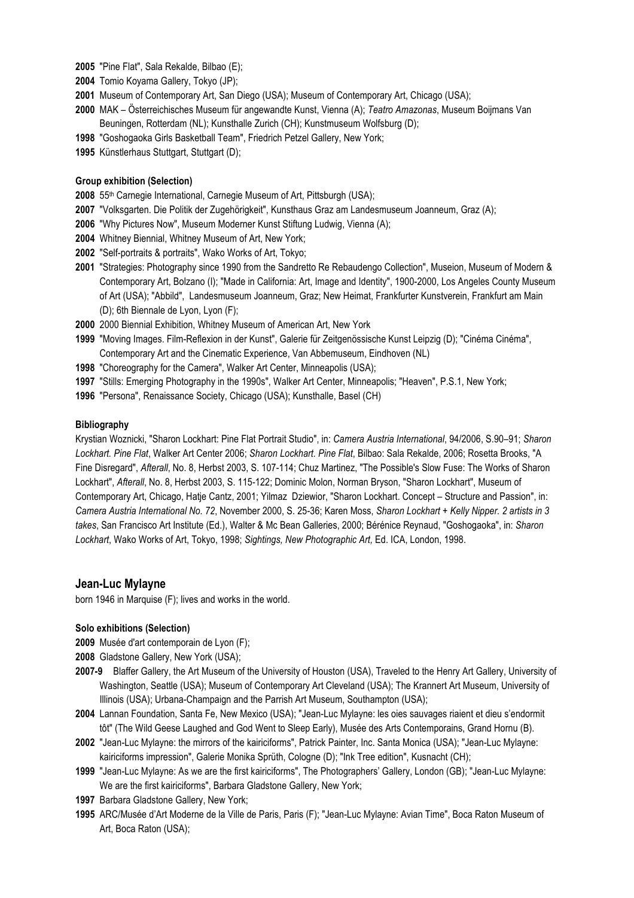**2005** "Pine Flat", Sala Rekalde, Bilbao (E);

**2004** Tomio Koyama Gallery, Tokyo (JP);

**2001** Museum of Contemporary Art, San Diego (USA); Museum of Contemporary Art, Chicago (USA);

**2000** MAK – Österreichisches Museum für angewandte Kunst, Vienna (A); *Teatro Amazonas*, Museum Boijmans Van Beuningen, Rotterdam (NL); Kunsthalle Zurich (CH); Kunstmuseum Wolfsburg (D);

**1998** "Goshogaoka Girls Basketball Team", Friedrich Petzel Gallery, New York;

**1995** Künstlerhaus Stuttgart, Stuttgart (D);

#### Group exhibition (Selection)

**2008** 55th Carnegie International, Carnegie Museum of Art, Pittsburgh (USA);

**2007** "Volksgarten. Die Politik der Zugehörigkeit", Kunsthaus Graz am Landesmuseum Joanneum, Graz (A);

**2006** "Why Pictures Now", Museum Moderner Kunst Stiftung Ludwig, Vienna (A);

**2004** Whitney Biennial, Whitney Museum of Art, New York;

**2002** "Self-portraits & portraits", Wako Works of Art, Tokyo;

**2001** "Strategies: Photography since 1990 from the Sandretto Re Rebaudengo Collection", Museion, Museum of Modern & Contemporary Art, Bolzano (I); "Made in California: Art, Image and Identity", 1900-2000, Los Angeles County Museum of Art (USA); "Abbild", Landesmuseum Joanneum, Graz; New Heimat, Frankfurter Kunstverein, Frankfurt am Main (D); 6th Biennale de Lyon, Lyon (F);

**2000** 2000 Biennial Exhibition, Whitney Museum of American Art, New York

**1999** "Moving Images. Film-Reflexion in der Kunst", Galerie für Zeitgenössische Kunst Leipzig (D); "Cinéma Cinéma", Contemporary Art and the Cinematic Experience, Van Abbemuseum, Eindhoven (NL)

**1998** "Choreography for the Camera", Walker Art Center, Minneapolis (USA);

**1997** "Stills: Emerging Photography in the 1990s", Walker Art Center, Minneapolis; "Heaven", P.S.1, New York;

**1996** "Persona", Renaissance Society, Chicago (USA); Kunsthalle, Basel (CH)

#### Bibliography

Krystian Woznicki, "Sharon Lockhart: Pine Flat Portrait Studio", in: *Camera Austria International*, 94/2006, S.90–91; *Sharon Lockhart. Pine Flat*, Walker Art Center 2006; *Sharon Lockhart. Pine Flat*, Bilbao: Sala Rekalde, 2006; Rosetta Brooks, "A Fine Disregard", *Afterall*, No. 8, Herbst 2003, S. 107-114; Chuz Martinez, "The Possible's Slow Fuse: The Works of Sharon Lockhart", *Afterall*, No. 8, Herbst 2003, S. 115-122; Dominic Molon, Norman Bryson, "Sharon Lockhart", Museum of Contemporary Art, Chicago, Hatje Cantz, 2001; Yilmaz Dziewior, "Sharon Lockhart. Concept – Structure and Passion", in: *Camera Austria International No. 72*, November 2000, S. 25-36; Karen Moss, *Sharon Lockhart + Kelly Nipper. 2 artists in 3 takes*, San Francisco Art Institute (Ed.), Walter & Mc Bean Galleries, 2000; Bérénice Reynaud, "Goshogaoka", in: *Sharon Lockhart*, Wako Works of Art, Tokyo, 1998; *Sightings, New Photographic Art,* Ed. ICA, London, 1998.

## Jean-Luc Mylayne

born 1946 in Marquise (F); lives and works in the world.

#### Solo exhibitions (Selection)

**2009** Musée d'art contemporain de Lyon (F);

**2008** Gladstone Gallery, New York (USA);

**2007-9** Blaffer Gallery, the Art Museum of the University of Houston (USA), Traveled to the Henry Art Gallery, University of Washington, Seattle (USA); Museum of Contemporary Art Cleveland (USA); The Krannert Art Museum, University of Illinois (USA); Urbana-Champaign and the Parrish Art Museum, Southampton (USA);

**2004** Lannan Foundation, Santa Fe, New Mexico (USA); "Jean-Luc Mylayne: les oies sauvages riaient et dieu s'endormit tôt" (The Wild Geese Laughed and God Went to Sleep Early), Musée des Arts Contemporains, Grand Hornu (B).

**2002** "Jean-Luc Mylayne: the mirrors of the kairiciforms", Patrick Painter, Inc. Santa Monica (USA); "Jean-Luc Mylayne: kairiciforms impression", Galerie Monika Sprüth, Cologne (D); "Ink Tree edition", Kusnacht (CH);

**1999** "Jean-Luc Mylayne: As we are the first kairiciforms", The Photographers' Gallery, London (GB); "Jean-Luc Mylayne: We are the first kairiciforms", Barbara Gladstone Gallery, New York;

**1997** Barbara Gladstone Gallery, New York;

**1995** ARC/Musée d'Art Moderne de la Ville de Paris, Paris (F); "Jean-Luc Mylayne: Avian Time", Boca Raton Museum of Art, Boca Raton (USA);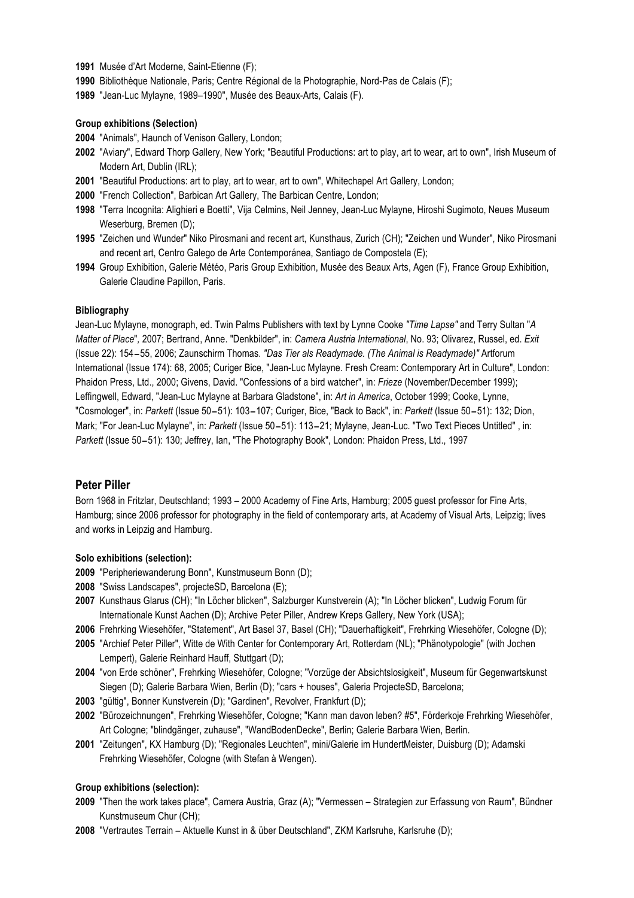**1991** Musée d'Art Moderne, Saint-Etienne (F);
**1990** Bibliothèque Nationale, Paris; Centre Régional de la Photographie, Nord-Pas de Calais (F);
**1989** "Jean-Luc Mylayne, 1989–1990", Musée des Beaux-Arts, Calais (F).

**Group exhibitions (Selection)**

**2004** "Animals", Haunch of Venison Gallery, London;
**2002** "Aviary", Edward Thorp Gallery, New York; "Beautiful Productions: art to play, art to wear, art to own", Irish Museum of Modern Art, Dublin (IRL);
**2001** "Beautiful Productions: art to play, art to wear, art to own", Whitechapel Art Gallery, London;
**2000** "French Collection", Barbican Art Gallery, The Barbican Centre, London;
**1998** "Terra Incognita: Alighieri e Boetti", Vija Celmins, Neil Jenney, Jean-Luc Mylayne, Hiroshi Sugimoto, Neues Museum Weserburg, Bremen (D);
**1995** "Zeichen und Wunder" Niko Pirosmani and recent art, Kunsthaus, Zurich (CH); "Zeichen und Wunder", Niko Pirosmani and recent art, Centro Galego de Arte Contemporánea, Santiago de Compostela (E);
**1994** Group Exhibition, Galerie Météo, Paris Group Exhibition, Musée des Beaux Arts, Agen (F), France Group Exhibition, Galerie Claudine Papillon, Paris.

**Bibliography**

Jean-Luc Mylayne, monograph, ed. Twin Palms Publishers with text by Lynne Cooke *"Time Lapse"* and Terry Sultan "*A Matter of Place*", 2007; Bertrand, Anne. "Denkbilder", in: *Camera Austria International*, No. 93; Olivarez, Russel, ed. *Exit* (Issue 22): 154‒55, 2006; Zaunschirm Thomas. *"Das Tier als Readymade. (The Animal is Readymade)"* Artforum International (Issue 174): 68, 2005; Curiger Bice, "Jean-Luc Mylayne. Fresh Cream: Contemporary Art in Culture", London: Phaidon Press, Ltd., 2000; Givens, David. "Confessions of a bird watcher", in: *Frieze* (November/December 1999); Leffingwell, Edward, "Jean-Luc Mylayne at Barbara Gladstone", in: *Art in America*, October 1999; Cooke, Lynne, "Cosmologer", in: *Parkett* (Issue 50‒51): 103‒107; Curiger, Bice, "Back to Back", in: *Parkett* (Issue 50‒51): 132; Dion, Mark; "For Jean-Luc Mylayne", in: *Parkett* (Issue 50‒51): 113‒21; Mylayne, Jean-Luc. "Two Text Pieces Untitled" , in: *Parkett* (Issue 50‒51): 130; Jeffrey, Ian, "The Photography Book", London: Phaidon Press, Ltd., 1997

## Peter Piller

Born 1968 in Fritzlar, Deutschland; 1993 – 2000 Academy of Fine Arts, Hamburg; 2005 guest professor for Fine Arts, Hamburg; since 2006 professor for photography in the field of contemporary arts, at Academy of Visual Arts, Leipzig; lives and works in Leipzig and Hamburg.

**Solo exhibitions (selection):**

**2009** "Peripheriewanderung Bonn", Kunstmuseum Bonn (D);
**2008** "Swiss Landscapes", projecteSD, Barcelona (E);
**2007** Kunsthaus Glarus (CH); "In Löcher blicken", Salzburger Kunstverein (A); "In Löcher blicken", Ludwig Forum für Internationale Kunst Aachen (D); Archive Peter Piller, Andrew Kreps Gallery, New York (USA);
**2006** Frehrking Wiesehöfer, "Statement", Art Basel 37, Basel (CH); "Dauerhaftigkeit", Frehrking Wiesehöfer, Cologne (D);
**2005** "Archief Peter Piller", Witte de With Center for Contemporary Art, Rotterdam (NL); "Phänotypologie" (with Jochen Lempert), Galerie Reinhard Hauff, Stuttgart (D);
**2004** "von Erde schöner", Frehrking Wiesehöfer, Cologne; "Vorzüge der Absichtslosigkeit", Museum für Gegenwartskunst Siegen (D); Galerie Barbara Wien, Berlin (D); "cars + houses", Galeria ProjecteSD, Barcelona;
**2003** "gültig", Bonner Kunstverein (D); "Gardinen", Revolver, Frankfurt (D);
**2002** "Bürozeichnungen", Frehrking Wiesehöfer, Cologne; "Kann man davon leben? #5", Förderkoje Frehrking Wiesehöfer, Art Cologne; "blindgänger, zuhause", "WandBodenDecke", Berlin; Galerie Barbara Wien, Berlin.
**2001** "Zeitungen", KX Hamburg (D); "Regionales Leuchten", mini/Galerie im HundertMeister, Duisburg (D); Adamski Frehrking Wiesehöfer, Cologne (with Stefan à Wengen).

**Group exhibitions (selection):**

**2009** "Then the work takes place", Camera Austria, Graz (A); "Vermessen – Strategien zur Erfassung von Raum", Bündner Kunstmuseum Chur (CH);
**2008** "Vertrautes Terrain – Aktuelle Kunst in & über Deutschland", ZKM Karlsruhe, Karlsruhe (D);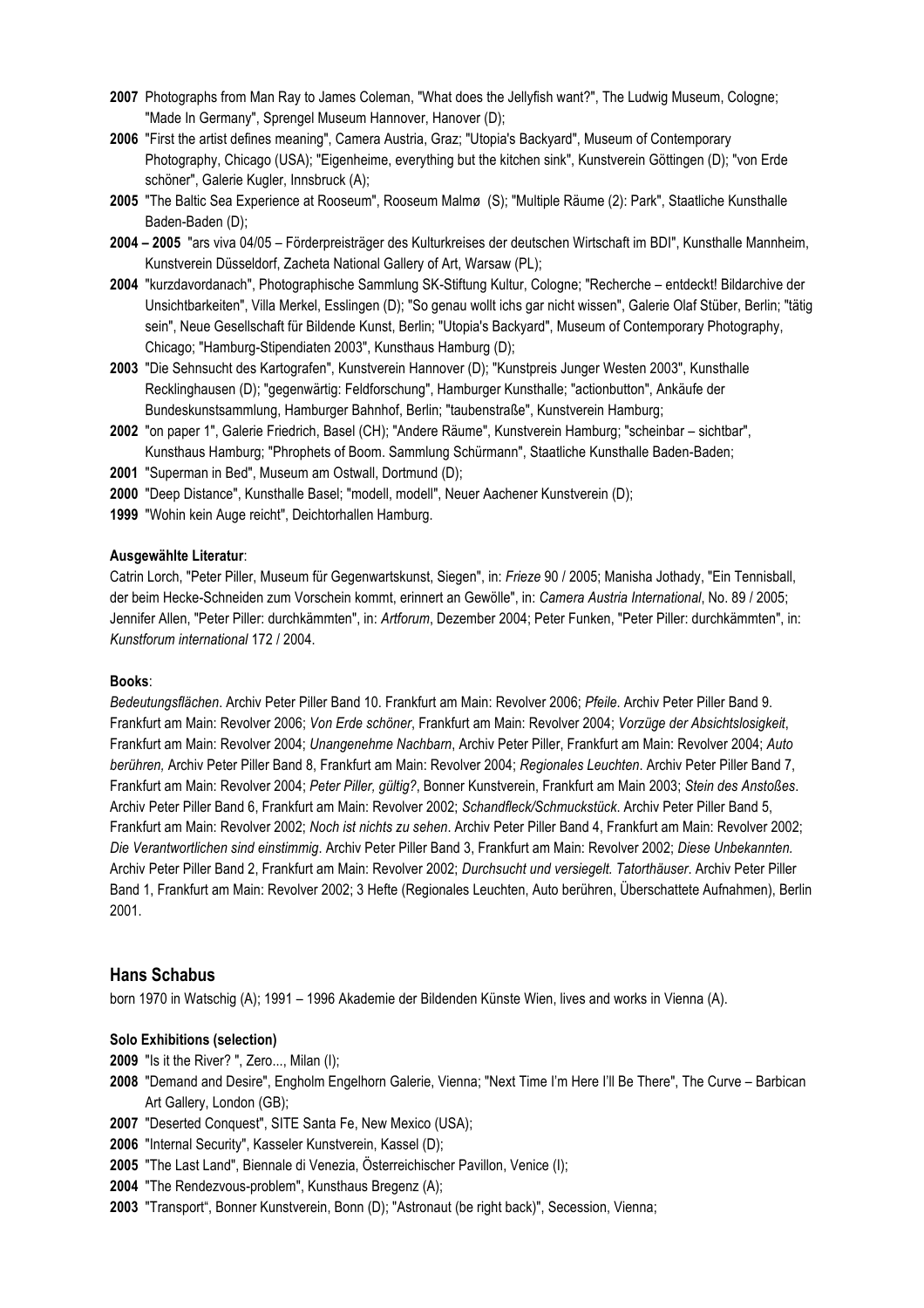**2007** Photographs from Man Ray to James Coleman, "What does the Jellyfish want?", The Ludwig Museum, Cologne; "Made In Germany", Sprengel Museum Hannover, Hanover (D);

**2006** "First the artist defines meaning", Camera Austria, Graz; "Utopia's Backyard", Museum of Contemporary Photography, Chicago (USA); "Eigenheime, everything but the kitchen sink", Kunstverein Göttingen (D); "von Erde schöner", Galerie Kugler, Innsbruck (A);

**2005** "The Baltic Sea Experience at Rooseum", Rooseum Malmø (S); "Multiple Räume (2): Park", Staatliche Kunsthalle Baden-Baden (D);

**2004 – 2005** "ars viva 04/05 – Förderpreisträger des Kulturkreises der deutschen Wirtschaft im BDI", Kunsthalle Mannheim, Kunstverein Düsseldorf, Zacheta National Gallery of Art, Warsaw (PL);

**2004** "kurzdavordanach", Photographische Sammlung SK-Stiftung Kultur, Cologne; "Recherche – entdeckt! Bildarchive der Unsichtbarkeiten", Villa Merkel, Esslingen (D); "So genau wollt ichs gar nicht wissen", Galerie Olaf Stüber, Berlin; "tätig sein", Neue Gesellschaft für Bildende Kunst, Berlin; "Utopia's Backyard", Museum of Contemporary Photography, Chicago; "Hamburg-Stipendiaten 2003", Kunsthaus Hamburg (D);

**2003** "Die Sehnsucht des Kartografen", Kunstverein Hannover (D); "Kunstpreis Junger Westen 2003", Kunsthalle Recklinghausen (D); "gegenwärtig: Feldforschung", Hamburger Kunsthalle; "actionbutton", Ankäufe der Bundeskunstsammlung, Hamburger Bahnhof, Berlin; "taubenstraße", Kunstverein Hamburg;

**2002** "on paper 1", Galerie Friedrich, Basel (CH); "Andere Räume", Kunstverein Hamburg; "scheinbar – sichtbar", Kunsthaus Hamburg; "Phrophets of Boom. Sammlung Schürmann", Staatliche Kunsthalle Baden-Baden;

**2001** "Superman in Bed", Museum am Ostwall, Dortmund (D);

**2000** "Deep Distance", Kunsthalle Basel; "modell, modell", Neuer Aachener Kunstverein (D);

**1999** "Wohin kein Auge reicht", Deichtorhallen Hamburg.

**Ausgewählte Literatur**:

Catrin Lorch, "Peter Piller, Museum für Gegenwartskunst, Siegen", in: *Frieze* 90 / 2005; Manisha Jothady, "Ein Tennisball, der beim Hecke-Schneiden zum Vorschein kommt, erinnert an Gewölle", in: *Camera Austria International*, No. 89 / 2005; Jennifer Allen, "Peter Piller: durchkämmten", in: *Artforum*, Dezember 2004; Peter Funken, "Peter Piller: durchkämmten", in: *Kunstforum international* 172 / 2004.

**Books**:

*Bedeutungsflächen*. Archiv Peter Piller Band 10. Frankfurt am Main: Revolver 2006; *Pfeile*. Archiv Peter Piller Band 9. Frankfurt am Main: Revolver 2006; *Von Erde schöner*, Frankfurt am Main: Revolver 2004; *Vorzüge der Absichtslosigkeit*, Frankfurt am Main: Revolver 2004; *Unangenehme Nachbarn*, Archiv Peter Piller, Frankfurt am Main: Revolver 2004; *Auto berühren*, Archiv Peter Piller Band 8, Frankfurt am Main: Revolver 2004; *Regionales Leuchten*. Archiv Peter Piller Band 7, Frankfurt am Main: Revolver 2004; *Peter Piller, gültig?*, Bonner Kunstverein, Frankfurt am Main 2003; *Stein des Anstoßes*. Archiv Peter Piller Band 6, Frankfurt am Main: Revolver 2002; *Schandfleck/Schmuckstück*. Archiv Peter Piller Band 5, Frankfurt am Main: Revolver 2002; *Noch ist nichts zu sehen*. Archiv Peter Piller Band 4, Frankfurt am Main: Revolver 2002; *Die Verantwortlichen sind einstimmig*. Archiv Peter Piller Band 3, Frankfurt am Main: Revolver 2002; *Diese Unbekannten.* Archiv Peter Piller Band 2, Frankfurt am Main: Revolver 2002; *Durchsucht und versiegelt. Tatorthäuser*. Archiv Peter Piller Band 1, Frankfurt am Main: Revolver 2002; 3 Hefte (Regionales Leuchten, Auto berühren, Überschattete Aufnahmen), Berlin 2001.

## Hans Schabus

born 1970 in Watschig (A); 1991 – 1996 Akademie der Bildenden Künste Wien, lives and works in Vienna (A).

**Solo Exhibitions (selection)**

**2009** "Is it the River? ", Zero..., Milan (I);

**2008** "Demand and Desire", Engholm Engelhorn Galerie, Vienna; "Next Time I'm Here I'll Be There", The Curve – Barbican Art Gallery, London (GB);

**2007** "Deserted Conquest", SITE Santa Fe, New Mexico (USA);

**2006** "Internal Security", Kasseler Kunstverein, Kassel (D);

**2005** "The Last Land", Biennale di Venezia, Österreichischer Pavillon, Venice (I);

**2004** "The Rendezvous-problem", Kunsthaus Bregenz (A);

**2003** "Transport", Bonner Kunstverein, Bonn (D); "Astronaut (be right back)", Secession, Vienna;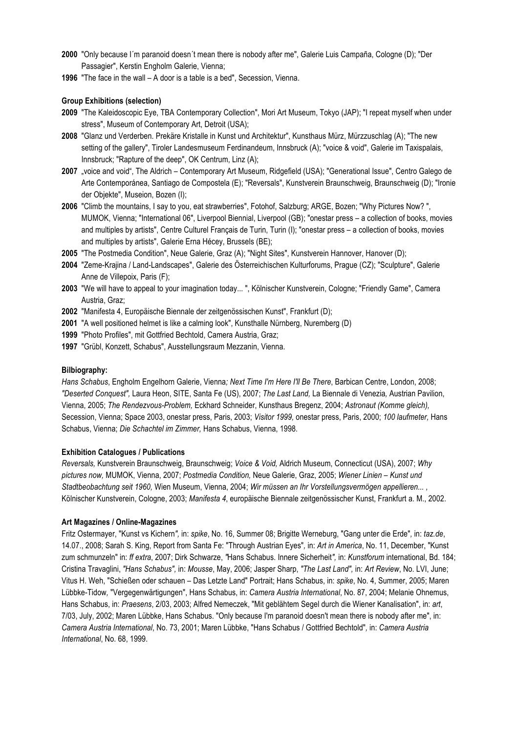**2000** "Only because I´m paranoid doesn´t mean there is nobody after me", Galerie Luis Campaña, Cologne (D); "Der Passagier", Kerstin Engholm Galerie, Vienna;

**1996** "The face in the wall – A door is a table is a bed", Secession, Vienna.

**Group Exhibitions (selection)**

**2009** "The Kaleidoscopic Eye, TBA Contemporary Collection", Mori Art Museum, Tokyo (JAP); "I repeat myself when under stress", Museum of Contemporary Art, Detroit (USA);

**2008** "Glanz und Verderben. Prekäre Kristalle in Kunst und Architektur", Kunsthaus Mürz, Mürzzuschlag (A); "The new setting of the gallery", Tiroler Landesmuseum Ferdinandeum, Innsbruck (A); "voice & void", Galerie im Taxispalais, Innsbruck; "Rapture of the deep", OK Centrum, Linz (A);

**2007** „voice and void", The Aldrich – Contemporary Art Museum, Ridgefield (USA); "Generational Issue", Centro Galego de Arte Contemporánea, Santiago de Compostela (E); "Reversals", Kunstverein Braunschweig, Braunschweig (D); "Ironie der Objekte", Museion, Bozen (I);

**2006** "Climb the mountains, I say to you, eat strawberries", Fotohof, Salzburg; ARGE, Bozen; "Why Pictures Now? ", MUMOK, Vienna; "International 06", Liverpool Biennial, Liverpool (GB); "onestar press – a collection of books, movies and multiples by artists", Centre Culturel Français de Turin, Turin (I); "onestar press – a collection of books, movies and multiples by artists", Galerie Erna Hécey, Brussels (BE);

**2005** "The Postmedia Condition", Neue Galerie, Graz (A); "Night Sites", Kunstverein Hannover, Hanover (D);

**2004** "Zeme-Krajina / Land-Landscapes", Galerie des Österreichischen Kulturforums, Prague (CZ); "Sculpture", Galerie Anne de Villepoix, Paris (F);

**2003** "We will have to appeal to your imagination today... ", Kölnischer Kunstverein, Cologne; "Friendly Game", Camera Austria, Graz;

**2002** "Manifesta 4, Europäische Biennale der zeitgenössischen Kunst", Frankfurt (D);

**2001** "A well positioned helmet is like a calming look", Kunsthalle Nürnberg, Nuremberg (D)

**1999** "Photo Profiles", mit Gottfried Bechtold, Camera Austria, Graz;

**1997** "Grübl, Konzett, Schabus", Ausstellungsraum Mezzanin, Vienna.

**Bilbiography:**

*Hans Schabus*, Engholm Engelhorn Galerie, Vienna*; Next Time I'm Here I'll Be There*, Barbican Centre, London, 2008; *"Deserted Conquest",* Laura Heon, SITE, Santa Fe (US), 2007; *The Last Land,* La Biennale di Venezia*,* Austrian Pavilion, Vienna, 2005; *The Rendezvous-Problem,* Eckhard Schneider, Kunsthaus Bregenz, 2004; *Astronaut (Komme gleich),* Secession, Vienna; Space 2003, onestar press, Paris, 2003; *Visitor 1999,* onestar press, Paris, 2000; *100 laufmeter,* Hans Schabus, Vienna; *Die Schachtel im Zimmer,* Hans Schabus, Vienna, 1998.

**Exhibition Catalogues / Publications**

*Reversals,* Kunstverein Braunschweig, Braunschweig; *Voice & Void,* Aldrich Museum, Connecticut (USA), 2007; *Why pictures now,* MUMOK, Vienna, 2007; *Postmedia Condition,* Neue Galerie, Graz, 2005; *Wiener Linien – Kunst und Stadtbeobachtung seit 1960,* Wien Museum, Vienna, 2004; *Wir müssen an Ihr Vorstellungsvermögen appellieren... ,* Kölnischer Kunstverein, Cologne, 2003; *Manifesta 4*, europäische Biennale zeitgenössischer Kunst, Frankfurt a. M., 2002.

**Art Magazines / Online-Magazines**

Fritz Ostermayer, "Kunst vs Kichern*",* in: *spike*, No. 16, Summer 08; Brigitte Werneburg, "Gang unter die Erde"*,* in: *taz.de*, 14.07., 2008; Sarah S. King, Report from Santa Fe: "Through Austrian Eyes"*,* in: *Art in America*, No. 11, December, "Kunst zum schmunzeln" in: *ff extra*, 2007; Dirk Schwarze, *"*Hans Schabus. Innere Sicherheit*",* in: *Kunstforum* international, Bd. 184; Cristina Travaglini, *"Hans Schabus",* in: *Mousse*, May, 2006; Jasper Sharp, *"The Last Land",* in: *Art Review*, No. LVI, June; Vitus H. Weh, "Schießen oder schauen – Das Letzte Land" Portrait; Hans Schabus, in: *spike*, No. 4, Summer, 2005; Maren Lübbke-Tidow*,* "Vergegenwärtigungen", Hans Schabus, in: *Camera Austria International*, No. 87, 2004; Melanie Ohnemus, Hans Schabus, in: *Praesens*, 2/03, 2003; Alfred Nemeczek, "Mit geblähtem Segel durch die Wiener Kanalisation", in: *art*, 7/03, July, 2002; Maren Lübbke, Hans Schabus. "Only because I'm paranoid doesn't mean there is nobody after me", in: *Camera Austria International*, No. 73, 2001; Maren Lübbke, "Hans Schabus / Gottfried Bechtold"*,* in: *Camera Austria International*, No. 68, 1999.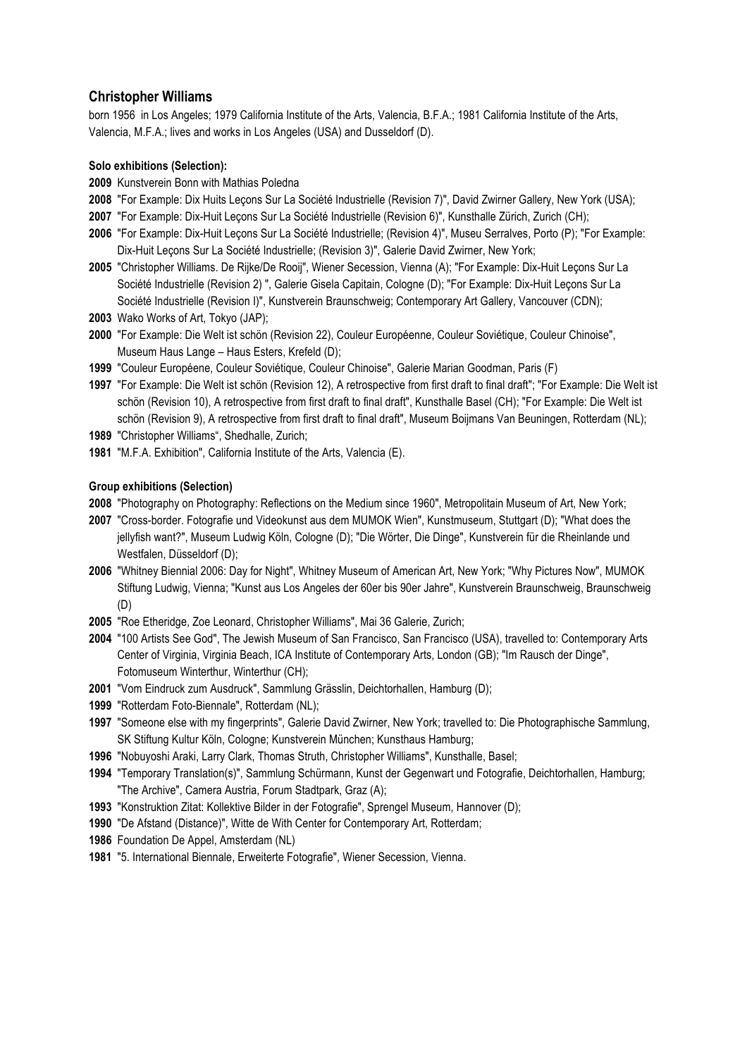## Christopher Williams

born 1956 in Los Angeles; 1979 California Institute of the Arts, Valencia, B.F.A.; 1981 California Institute of the Arts, Valencia, M.F.A.; lives and works in Los Angeles (USA) and Dusseldorf (D).

### Solo exhibitions (Selection):

**2009** Kunstverein Bonn with Mathias Poledna

**2008** "For Example: Dix Huits Leçons Sur La Société Industrielle (Revision 7)", David Zwirner Gallery, New York (USA);

**2007** "For Example: Dix-Huit Leçons Sur La Société Industrielle (Revision 6)", Kunsthalle Zürich, Zurich (CH);

**2006** "For Example: Dix-Huit Leçons Sur La Société Industrielle; (Revision 4)", Museu Serralves, Porto (P); "For Example: Dix-Huit Leçons Sur La Société Industrielle; (Revision 3)", Galerie David Zwirner, New York;

**2005** "Christopher Williams. De Rijke/De Rooij", Wiener Secession, Vienna (A); "For Example: Dix-Huit Leçons Sur La Société Industrielle (Revision 2) ", Galerie Gisela Capitain, Cologne (D); "For Example: Dix-Huit Leçons Sur La Société Industrielle (Revision I)", Kunstverein Braunschweig; Contemporary Art Gallery, Vancouver (CDN);

**2003** Wako Works of Art, Tokyo (JAP);

**2000** "For Example: Die Welt ist schön (Revision 22), Couleur Européenne, Couleur Soviétique, Couleur Chinoise", Museum Haus Lange – Haus Esters, Krefeld (D);

**1999** "Couleur Européene, Couleur Soviétique, Couleur Chinoise", Galerie Marian Goodman, Paris (F)

**1997** "For Example: Die Welt ist schön (Revision 12), A retrospective from first draft to final draft"; "For Example: Die Welt ist schön (Revision 10), A retrospective from first draft to final draft", Kunsthalle Basel (CH); "For Example: Die Welt ist schön (Revision 9), A retrospective from first draft to final draft", Museum Boijmans Van Beuningen, Rotterdam (NL);

**1989** "Christopher Williams", Shedhalle, Zurich;

**1981** "M.F.A. Exhibition", California Institute of the Arts, Valencia (E).

### Group exhibitions (Selection)

**2008** "Photography on Photography: Reflections on the Medium since 1960", Metropolitain Museum of Art, New York;

**2007** "Cross-border. Fotografie und Videokunst aus dem MUMOK Wien", Kunstmuseum, Stuttgart (D); "What does the jellyfish want?", Museum Ludwig Köln, Cologne (D); "Die Wörter, Die Dinge", Kunstverein für die Rheinlande und Westfalen, Düsseldorf (D);

**2006** "Whitney Biennial 2006: Day for Night", Whitney Museum of American Art, New York; "Why Pictures Now", MUMOK Stiftung Ludwig, Vienna; "Kunst aus Los Angeles der 60er bis 90er Jahre", Kunstverein Braunschweig, Braunschweig (D)

**2005** "Roe Etheridge, Zoe Leonard, Christopher Williams", Mai 36 Galerie, Zurich;

**2004** "100 Artists See God", The Jewish Museum of San Francisco, San Francisco (USA), travelled to: Contemporary Arts Center of Virginia, Virginia Beach, ICA Institute of Contemporary Arts, London (GB); "Im Rausch der Dinge", Fotomuseum Winterthur, Winterthur (CH);

**2001** "Vom Eindruck zum Ausdruck", Sammlung Grässlin, Deichtorhallen, Hamburg (D);

**1999** "Rotterdam Foto-Biennale", Rotterdam (NL);

**1997** "Someone else with my fingerprints", Galerie David Zwirner, New York; travelled to: Die Photographische Sammlung, SK Stiftung Kultur Köln, Cologne; Kunstverein München; Kunsthaus Hamburg;

**1996** "Nobuyoshi Araki, Larry Clark, Thomas Struth, Christopher Williams", Kunsthalle, Basel;

**1994** "Temporary Translation(s)", Sammlung Schürmann, Kunst der Gegenwart und Fotografie, Deichtorhallen, Hamburg; "The Archive", Camera Austria, Forum Stadtpark, Graz (A);

**1993** "Konstruktion Zitat: Kollektive Bilder in der Fotografie", Sprengel Museum, Hannover (D);

**1990** "De Afstand (Distance)", Witte de With Center for Contemporary Art, Rotterdam;

**1986** Foundation De Appel, Amsterdam (NL)

**1981** "5. International Biennale, Erweiterte Fotografie", Wiener Secession, Vienna.